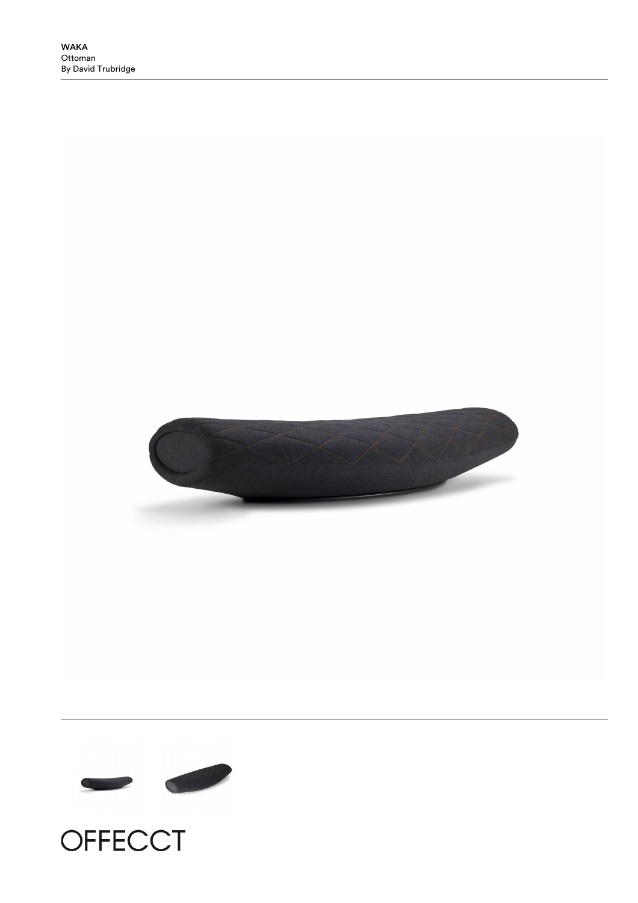**WAKA**
Ottoman
By David Trubridge

OFFECCT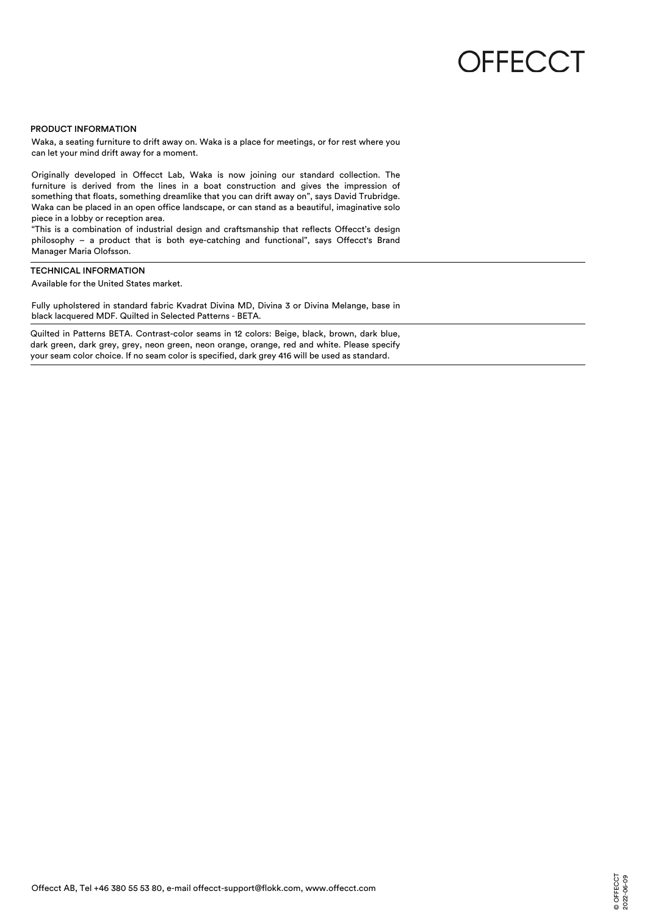OFFECCT

## PRODUCT INFORMATION

Waka, a seating furniture to drift away on. Waka is a place for meetings, or for rest where you can let your mind drift away for a moment.

Originally developed in Offecct Lab, Waka is now joining our standard collection. The furniture is derived from the lines in a boat construction and gives the impression of something that floats, something dreamlike that you can drift away on", says David Trubridge. Waka can be placed in an open office landscape, or can stand as a beautiful, imaginative solo piece in a lobby or reception area.
"This is a combination of industrial design and craftsmanship that reflects Offecct's design philosophy – a product that is both eye-catching and functional", says Offecct's Brand Manager Maria Olofsson.

## TECHNICAL INFORMATION

Available for the United States market.

Fully upholstered in standard fabric Kvadrat Divina MD, Divina 3 or Divina Melange, base in black lacquered MDF. Quilted in Selected Patterns - BETA.

Quilted in Patterns BETA. Contrast-color seams in 12 colors: Beige, black, brown, dark blue, dark green, dark grey, grey, neon green, neon orange, orange, red and white. Please specify your seam color choice. If no seam color is specified, dark grey 416 will be used as standard.

Offecct AB, Tel +46 380 55 53 80, e-mail offecct-support@flokk.com, www.offecct.com

© OFFECCT
2022-06-09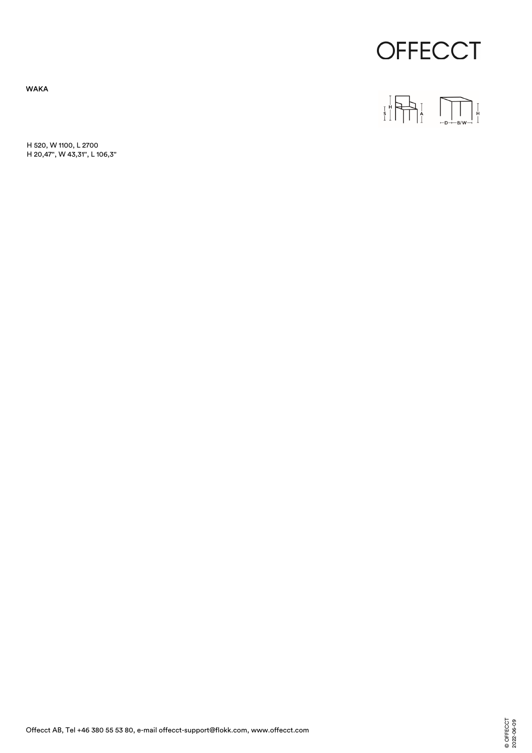OFFECCT

WAKA

H 520, W 1100, L 2700
H 20,47", W 43,31", L 106,3"

Offecct AB, Tel +46 380 55 53 80, e-mail offecct-support@flokk.com, www.offecct.com

© OFFECCT
2022-06-09